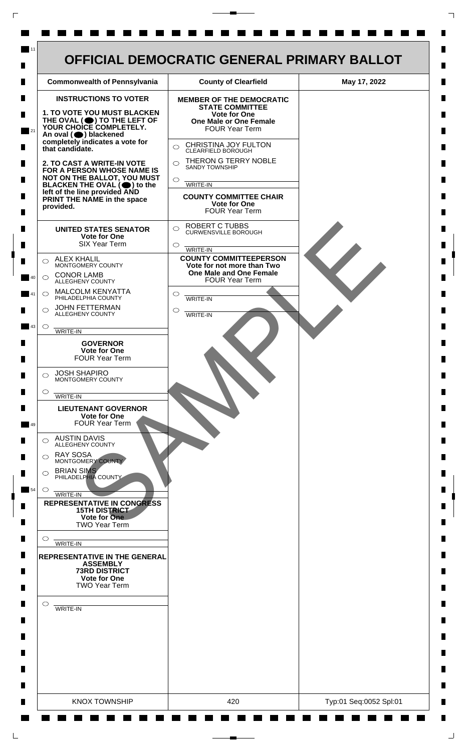# OFFICIAL DEMOCRATIC GENERAL PRIMARY BALLOT

| Commonwealth of Pennsylvania | County of Clearfield | May 17, 2022 |
|---|---|---|

## INSTRUCTIONS TO VOTER

**1. TO VOTE YOU MUST BLACKEN THE OVAL (●) TO THE LEFT OF YOUR CHOICE COMPLETELY.** An oval (●) blackened completely indicates a vote for that candidate.

**2. TO CAST A WRITE-IN VOTE FOR A PERSON WHOSE NAME IS NOT ON THE BALLOT, YOU MUST BLACKEN THE OVAL (●) to the left of the line provided AND PRINT THE NAME in the space provided.**

### UNITED STATES SENATOR
**Vote for One**
SIX Year Term

- ○ ALEX KHALIL — MONTGOMERY COUNTY
- ○ CONOR LAMB — ALLEGHENY COUNTY
- ○ MALCOLM KENYATTA — PHILADELPHIA COUNTY
- ○ JOHN FETTERMAN — ALLEGHENY COUNTY
- ○ ________ WRITE-IN

### GOVERNOR
**Vote for One**
FOUR Year Term

- ○ JOSH SHAPIRO — MONTGOMERY COUNTY
- ○ ________ WRITE-IN

### LIEUTENANT GOVERNOR
**Vote for One**
FOUR Year Term

- ○ AUSTIN DAVIS — ALLEGHENY COUNTY
- ○ RAY SOSA — MONTGOMERY COUNTY
- ○ BRIAN SIMS — PHILADELPHIA COUNTY
- ○ ________ WRITE-IN

### REPRESENTATIVE IN CONGRESS
**15TH DISTRICT**
**Vote for One**
TWO Year Term

- ○ ________ WRITE-IN

### REPRESENTATIVE IN THE GENERAL ASSEMBLY
**73RD DISTRICT**
**Vote for One**
TWO Year Term

- ○ ________ WRITE-IN

### MEMBER OF THE DEMOCRATIC STATE COMMITTEE
**Vote for One**
**One Male or One Female**
FOUR Year Term

- ○ CHRISTINA JOY FULTON — CLEARFIELD BOROUGH
- ○ THERON G TERRY NOBLE — SANDY TOWNSHIP
- ○ ________ WRITE-IN

### COUNTY COMMITTEE CHAIR
**Vote for One**
FOUR Year Term

- ○ ROBERT C TUBBS — CURWENSVILLE BOROUGH
- ○ ________ WRITE-IN

### COUNTY COMMITTEEPERSON
**Vote for not more than Two**
**One Male and One Female**
FOUR Year Term

- ○ ________ WRITE-IN
- ○ ________ WRITE-IN

SAMPLE

| KNOX TOWNSHIP | 420 | Typ:01 Seq:0052 Spl:01 |
|---|---|---|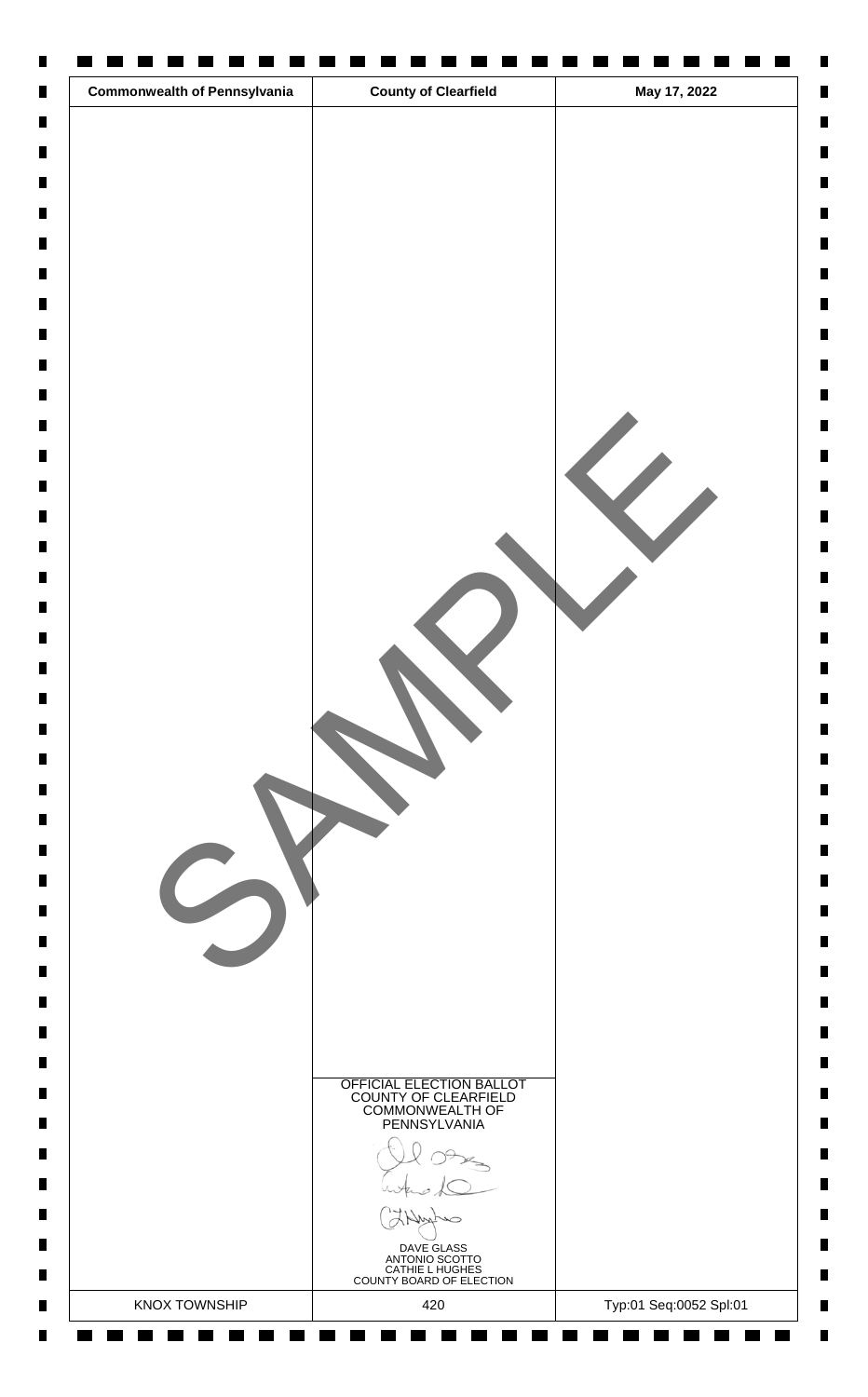| Commonwealth of Pennsylvania | County of Clearfield | May 17, 2022 |
|---|---|---|
| | OFFICIAL ELECTION BALLOT<br>COUNTY OF CLEARFIELD<br>COMMONWEALTH OF PENNSYLVANIA<br><br>DAVE GLASS<br>ANTONIO SCOTTO<br>CATHIE L HUGHES<br>COUNTY BOARD OF ELECTION | |
| KNOX TOWNSHIP | 420 | Typ:01 Seq:0052 Spl:01 |

SAMPLE